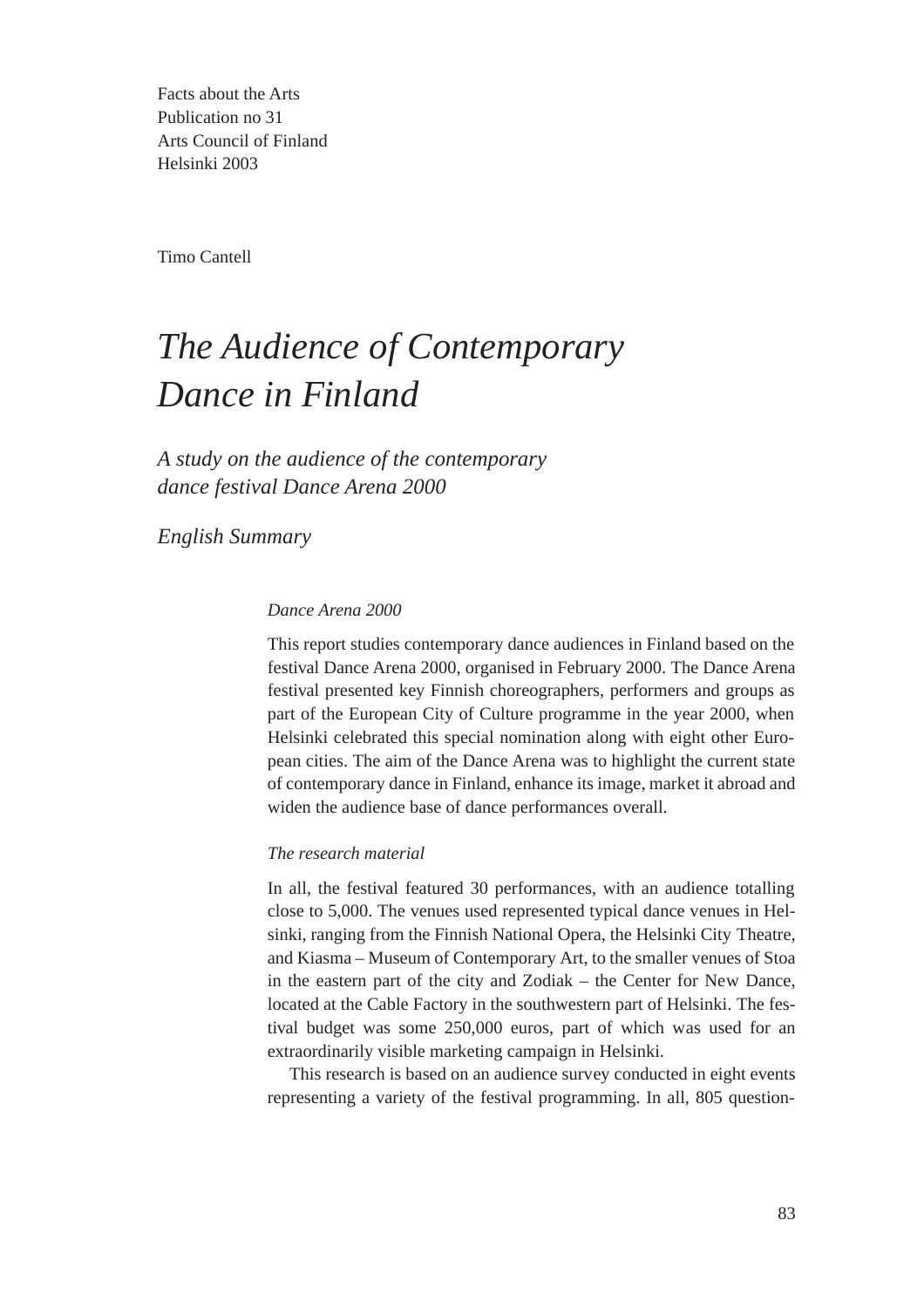Facts about the Arts
Publication no 31
Arts Council of Finland
Helsinki 2003

Timo Cantell

# *The Audience of Contemporary Dance in Finland*

## *A study on the audience of the contemporary dance festival Dance Arena 2000*

## *English Summary*

### *Dance Arena 2000*

This report studies contemporary dance audiences in Finland based on the festival Dance Arena 2000, organised in February 2000. The Dance Arena festival presented key Finnish choreographers, performers and groups as part of the European City of Culture programme in the year 2000, when Helsinki celebrated this special nomination along with eight other European cities. The aim of the Dance Arena was to highlight the current state of contemporary dance in Finland, enhance its image, market it abroad and widen the audience base of dance performances overall.

### *The research material*

In all, the festival featured 30 performances, with an audience totalling close to 5,000. The venues used represented typical dance venues in Helsinki, ranging from the Finnish National Opera, the Helsinki City Theatre, and Kiasma – Museum of Contemporary Art, to the smaller venues of Stoa in the eastern part of the city and Zodiak – the Center for New Dance, located at the Cable Factory in the southwestern part of Helsinki. The festival budget was some 250,000 euros, part of which was used for an extraordinarily visible marketing campaign in Helsinki.

This research is based on an audience survey conducted in eight events representing a variety of the festival programming. In all, 805 question-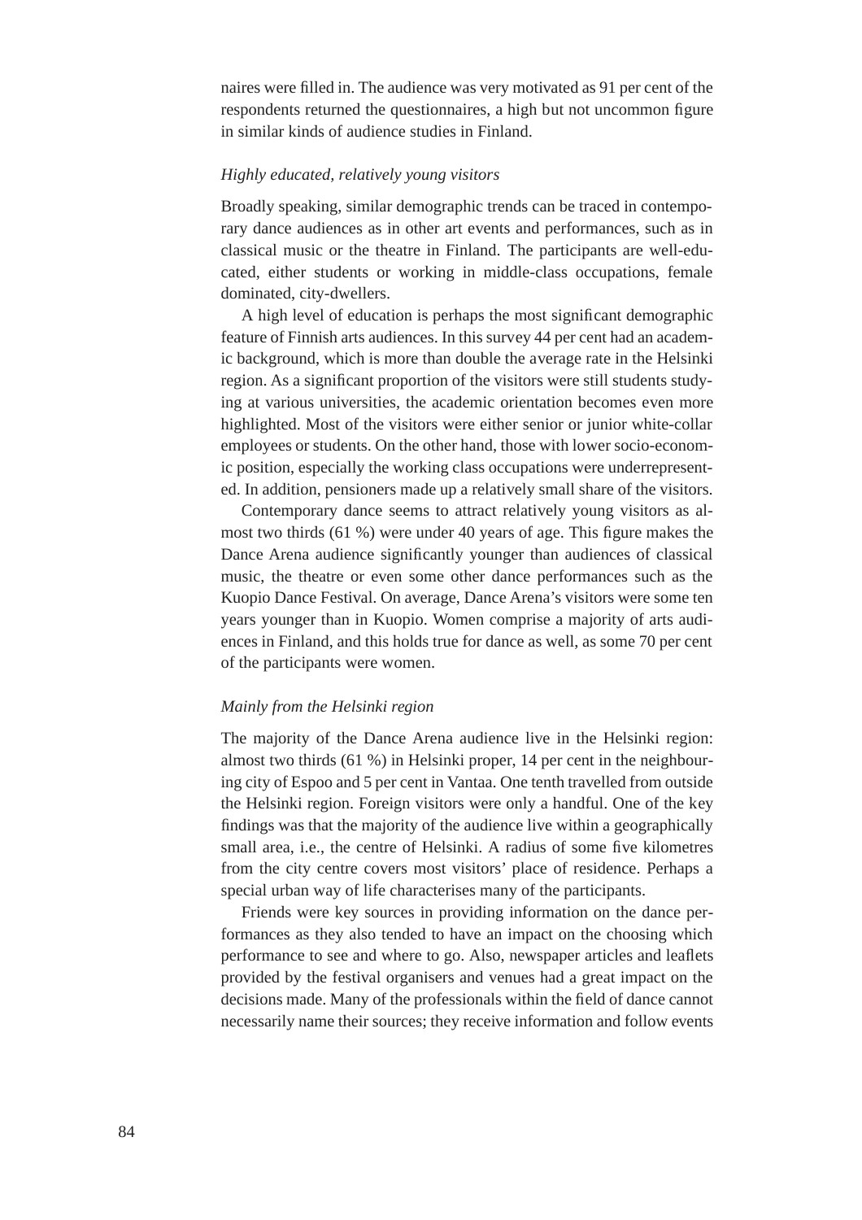naires were filled in. The audience was very motivated as 91 per cent of the respondents returned the questionnaires, a high but not uncommon figure in similar kinds of audience studies in Finland.

### *Highly educated, relatively young visitors*

Broadly speaking, similar demographic trends can be traced in contemporary dance audiences as in other art events and performances, such as in classical music or the theatre in Finland. The participants are well-educated, either students or working in middle-class occupations, female dominated, city-dwellers.

A high level of education is perhaps the most significant demographic feature of Finnish arts audiences. In this survey 44 per cent had an academic background, which is more than double the average rate in the Helsinki region. As a significant proportion of the visitors were still students studying at various universities, the academic orientation becomes even more highlighted. Most of the visitors were either senior or junior white-collar employees or students. On the other hand, those with lower socio-economic position, especially the working class occupations were underrepresented. In addition, pensioners made up a relatively small share of the visitors.

Contemporary dance seems to attract relatively young visitors as almost two thirds (61 %) were under 40 years of age. This figure makes the Dance Arena audience significantly younger than audiences of classical music, the theatre or even some other dance performances such as the Kuopio Dance Festival. On average, Dance Arena's visitors were some ten years younger than in Kuopio. Women comprise a majority of arts audiences in Finland, and this holds true for dance as well, as some 70 per cent of the participants were women.

### *Mainly from the Helsinki region*

The majority of the Dance Arena audience live in the Helsinki region: almost two thirds (61 %) in Helsinki proper, 14 per cent in the neighbouring city of Espoo and 5 per cent in Vantaa. One tenth travelled from outside the Helsinki region. Foreign visitors were only a handful. One of the key findings was that the majority of the audience live within a geographically small area, i.e., the centre of Helsinki. A radius of some five kilometres from the city centre covers most visitors' place of residence. Perhaps a special urban way of life characterises many of the participants.

Friends were key sources in providing information on the dance performances as they also tended to have an impact on the choosing which performance to see and where to go. Also, newspaper articles and leaflets provided by the festival organisers and venues had a great impact on the decisions made. Many of the professionals within the field of dance cannot necessarily name their sources; they receive information and follow events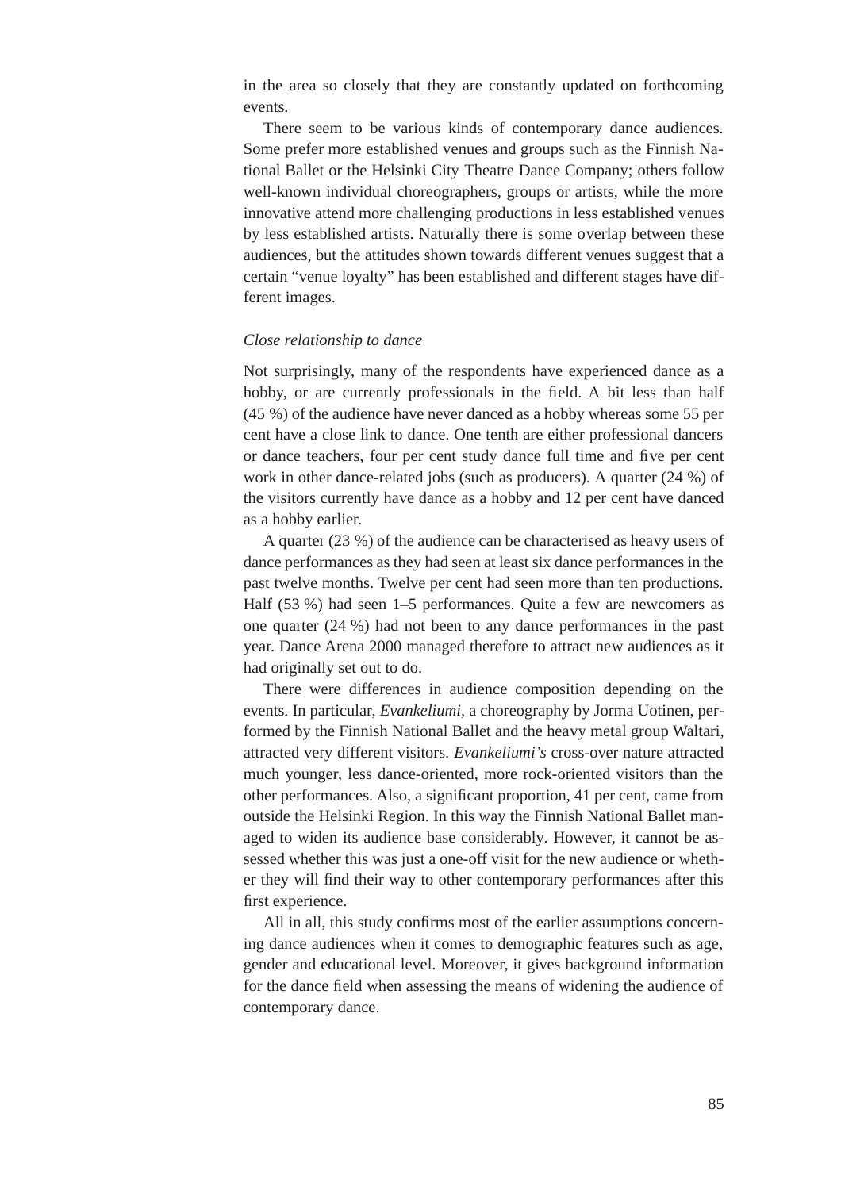in the area so closely that they are constantly updated on forthcoming events.

There seem to be various kinds of contemporary dance audiences. Some prefer more established venues and groups such as the Finnish National Ballet or the Helsinki City Theatre Dance Company; others follow well-known individual choreographers, groups or artists, while the more innovative attend more challenging productions in less established venues by less established artists. Naturally there is some overlap between these audiences, but the attitudes shown towards different venues suggest that a certain "venue loyalty" has been established and different stages have different images.

*Close relationship to dance*

Not surprisingly, many of the respondents have experienced dance as a hobby, or are currently professionals in the field. A bit less than half (45 %) of the audience have never danced as a hobby whereas some 55 per cent have a close link to dance. One tenth are either professional dancers or dance teachers, four per cent study dance full time and five per cent work in other dance-related jobs (such as producers). A quarter (24 %) of the visitors currently have dance as a hobby and 12 per cent have danced as a hobby earlier.

A quarter (23 %) of the audience can be characterised as heavy users of dance performances as they had seen at least six dance performances in the past twelve months. Twelve per cent had seen more than ten productions. Half (53 %) had seen 1–5 performances. Quite a few are newcomers as one quarter (24 %) had not been to any dance performances in the past year. Dance Arena 2000 managed therefore to attract new audiences as it had originally set out to do.

There were differences in audience composition depending on the events. In particular, *Evankeliumi*, a choreography by Jorma Uotinen, performed by the Finnish National Ballet and the heavy metal group Waltari, attracted very different visitors. *Evankeliumi's* cross-over nature attracted much younger, less dance-oriented, more rock-oriented visitors than the other performances. Also, a significant proportion, 41 per cent, came from outside the Helsinki Region. In this way the Finnish National Ballet managed to widen its audience base considerably. However, it cannot be assessed whether this was just a one-off visit for the new audience or whether they will find their way to other contemporary performances after this first experience.

All in all, this study confirms most of the earlier assumptions concerning dance audiences when it comes to demographic features such as age, gender and educational level. Moreover, it gives background information for the dance field when assessing the means of widening the audience of contemporary dance.